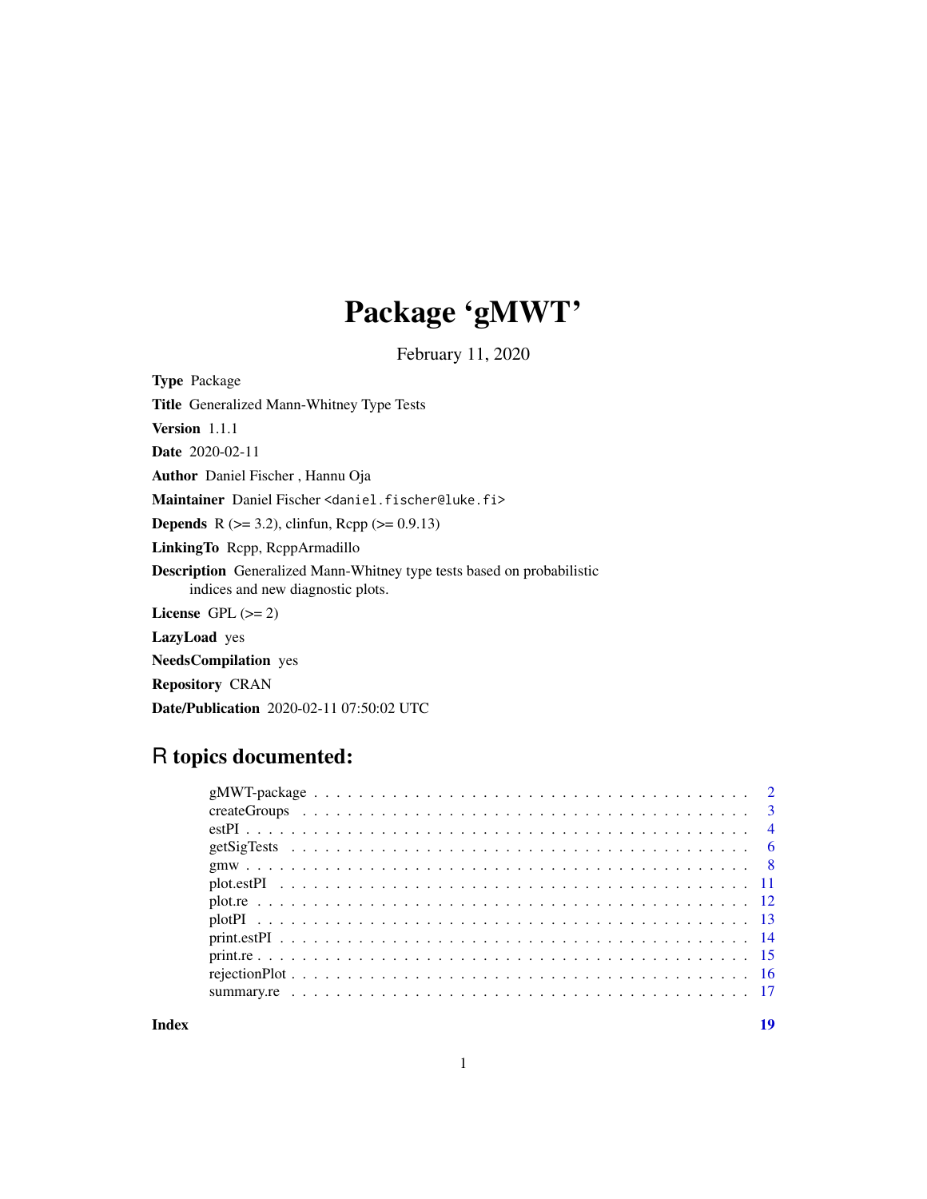# Package 'gMWT'

February 11, 2020

**Type** Package

**Title** Generalized Mann-Whitney Type Tests

**Version** 1.1.1

**Date** 2020-02-11

**Author** Daniel Fischer , Hannu Oja

**Maintainer** Daniel Fischer <daniel.fischer@luke.fi>

**Depends** R (>= 3.2), clinfun, Rcpp (>= 0.9.13)

**LinkingTo** Rcpp, RcppArmadillo

**Description** Generalized Mann-Whitney type tests based on probabilistic indices and new diagnostic plots.

**License** GPL (>= 2)

**LazyLoad** yes

**NeedsCompilation** yes

**Repository** CRAN

**Date/Publication** 2020-02-11 07:50:02 UTC

## R topics documented:

| | |
|---|---|
| gMWT-package | 2 |
| createGroups | 3 |
| estPI | 4 |
| getSigTests | 6 |
| gmw | 8 |
| plot.estPI | 11 |
| plot.re | 12 |
| plotPI | 13 |
| print.estPI | 14 |
| print.re | 15 |
| rejectionPlot | 16 |
| summary.re | 17 |
| **Index** | **19** |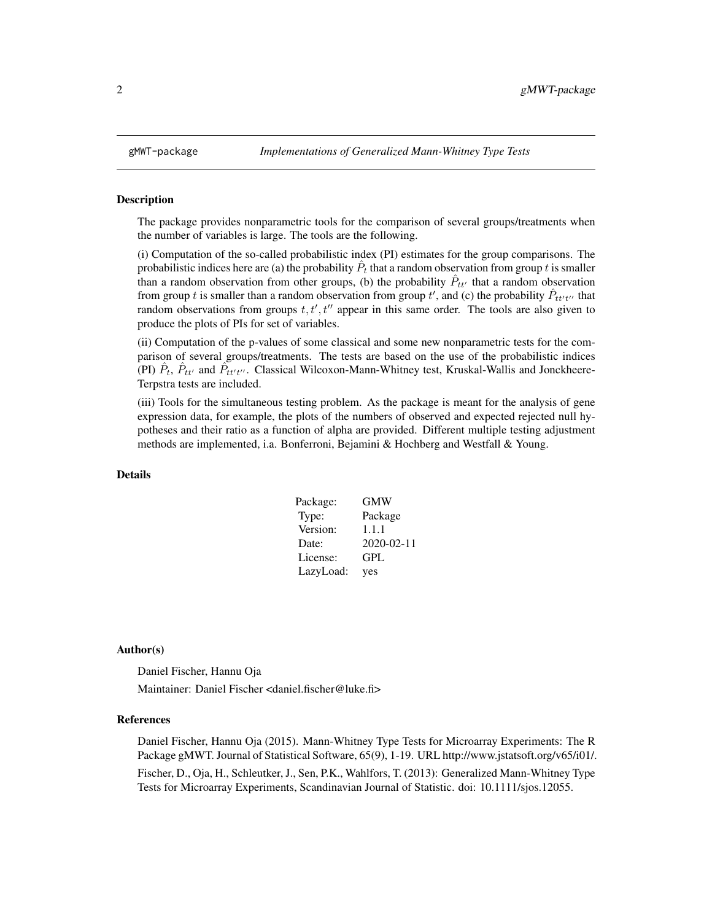# gMWT-package — *Implementations of Generalized Mann-Whitney Type Tests*

## Description

The package provides nonparametric tools for the comparison of several groups/treatments when the number of variables is large. The tools are the following.

(i) Computation of the so-called probabilistic index (PI) estimates for the group comparisons. The probabilistic indices here are (a) the probability $\hat{P}_t$ that a random observation from group $t$ is smaller than a random observation from other groups, (b) the probability $\hat{P}_{tt'}$ that a random observation from group $t$ is smaller than a random observation from group $t'$, and (c) the probability $\hat{P}_{tt't''}$ that random observations from groups $t, t', t''$ appear in this same order. The tools are also given to produce the plots of PIs for set of variables.

(ii) Computation of the p-values of some classical and some new nonparametric tests for the comparison of several groups/treatments. The tests are based on the use of the probabilistic indices (PI) $\hat{P}_t$, $\hat{P}_{tt'}$ and $\hat{P}_{tt't''}$. Classical Wilcoxon-Mann-Whitney test, Kruskal-Wallis and Jonckheere-Terpstra tests are included.

(iii) Tools for the simultaneous testing problem. As the package is meant for the analysis of gene expression data, for example, the plots of the numbers of observed and expected rejected null hypotheses and their ratio as a function of alpha are provided. Different multiple testing adjustment methods are implemented, i.a. Bonferroni, Bejamini & Hochberg and Westfall & Young.

## Details

| | |
|---|---|
| Package: | GMW |
| Type: | Package |
| Version: | 1.1.1 |
| Date: | 2020-02-11 |
| License: | GPL |
| LazyLoad: | yes |

## Author(s)

Daniel Fischer, Hannu Oja

Maintainer: Daniel Fischer <daniel.fischer@luke.fi>

## References

Daniel Fischer, Hannu Oja (2015). Mann-Whitney Type Tests for Microarray Experiments: The R Package gMWT. Journal of Statistical Software, 65(9), 1-19. URL http://www.jstatsoft.org/v65/i01/.

Fischer, D., Oja, H., Schleutker, J., Sen, P.K., Wahlfors, T. (2013): Generalized Mann-Whitney Type Tests for Microarray Experiments, Scandinavian Journal of Statistic. doi: 10.1111/sjos.12055.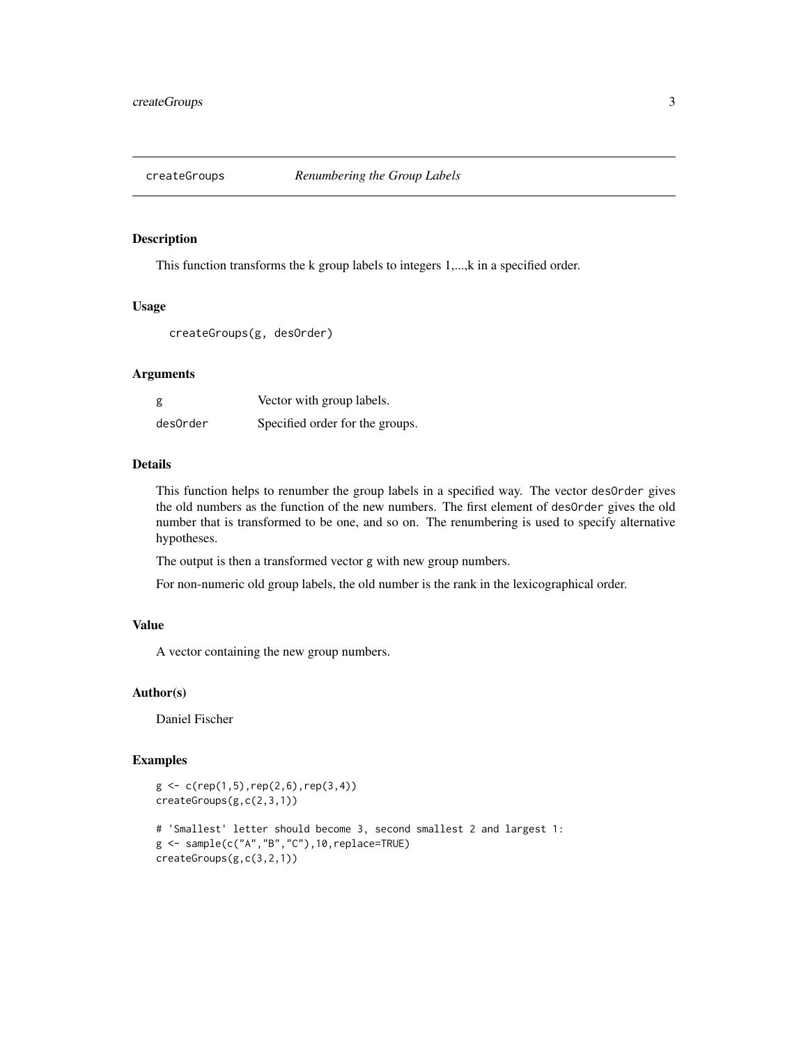## createGroups — *Renumbering the Group Labels*

### Description

This function transforms the k group labels to integers 1,...,k in a specified order.

### Usage

```
createGroups(g, desOrder)
```

### Arguments

| | |
|---|---|
| `g` | Vector with group labels. |
| `desOrder` | Specified order for the groups. |

### Details

This function helps to renumber the group labels in a specified way. The vector `desOrder` gives the old numbers as the function of the new numbers. The first element of `desOrder` gives the old number that is transformed to be one, and so on. The renumbering is used to specify alternative hypotheses.

The output is then a transformed vector g with new group numbers.

For non-numeric old group labels, the old number is the rank in the lexicographical order.

### Value

A vector containing the new group numbers.

### Author(s)

Daniel Fischer

### Examples

```
g <- c(rep(1,5),rep(2,6),rep(3,4))
createGroups(g,c(2,3,1))

# 'Smallest' letter should become 3, second smallest 2 and largest 1:
g <- sample(c("A","B","C"),10,replace=TRUE)
createGroups(g,c(3,2,1))
```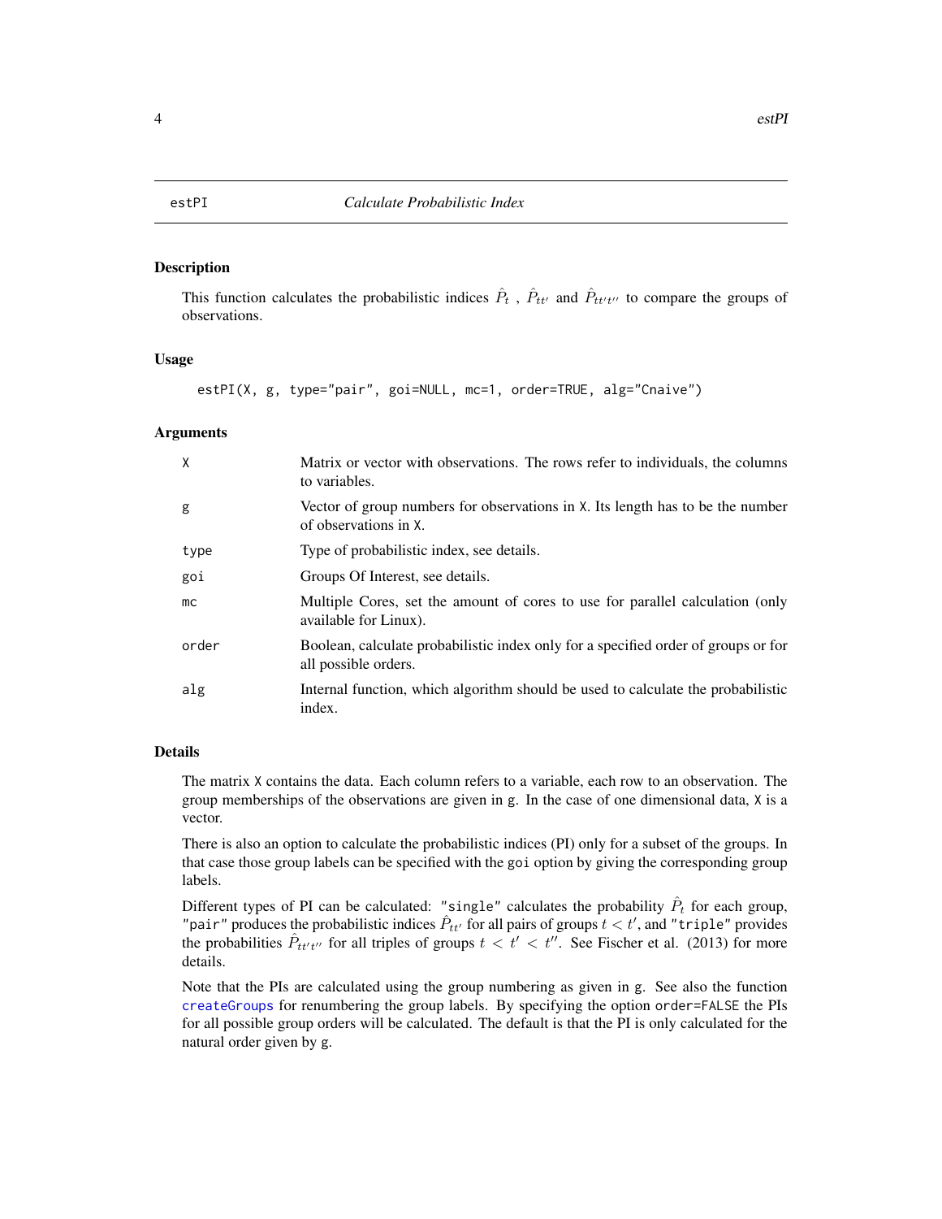## estPI — *Calculate Probabilistic Index*

### Description

This function calculates the probabilistic indices $\hat{P}_t$ , $\hat{P}_{tt'}$ and $\hat{P}_{tt't''}$ to compare the groups of observations.

### Usage

```
estPI(X, g, type="pair", goi=NULL, mc=1, order=TRUE, alg="Cnaive")
```

### Arguments

| | |
|---|---|
| `X` | Matrix or vector with observations. The rows refer to individuals, the columns to variables. |
| `g` | Vector of group numbers for observations in `X`. Its length has to be the number of observations in `X`. |
| `type` | Type of probabilistic index, see details. |
| `goi` | Groups Of Interest, see details. |
| `mc` | Multiple Cores, set the amount of cores to use for parallel calculation (only available for Linux). |
| `order` | Boolean, calculate probabilistic index only for a specified order of groups or for all possible orders. |
| `alg` | Internal function, which algorithm should be used to calculate the probabilistic index. |

### Details

The matrix `X` contains the data. Each column refers to a variable, each row to an observation. The group memberships of the observations are given in `g`. In the case of one dimensional data, `X` is a vector.

There is also an option to calculate the probabilistic indices (PI) only for a subset of the groups. In that case those group labels can be specified with the `goi` option by giving the corresponding group labels.

Different types of PI can be calculated: `"single"` calculates the probability $\hat{P}_t$ for each group, `"pair"` produces the probabilistic indices $\hat{P}_{tt'}$ for all pairs of groups $t < t'$, and `"triple"` provides the probabilities $\hat{P}_{tt't''}$ for all triples of groups $t < t' < t''$. See Fischer et al. (2013) for more details.

Note that the PIs are calculated using the group numbering as given in `g`. See also the function `createGroups` for renumbering the group labels. By specifying the option `order=FALSE` the PIs for all possible group orders will be calculated. The default is that the PI is only calculated for the natural order given by `g`.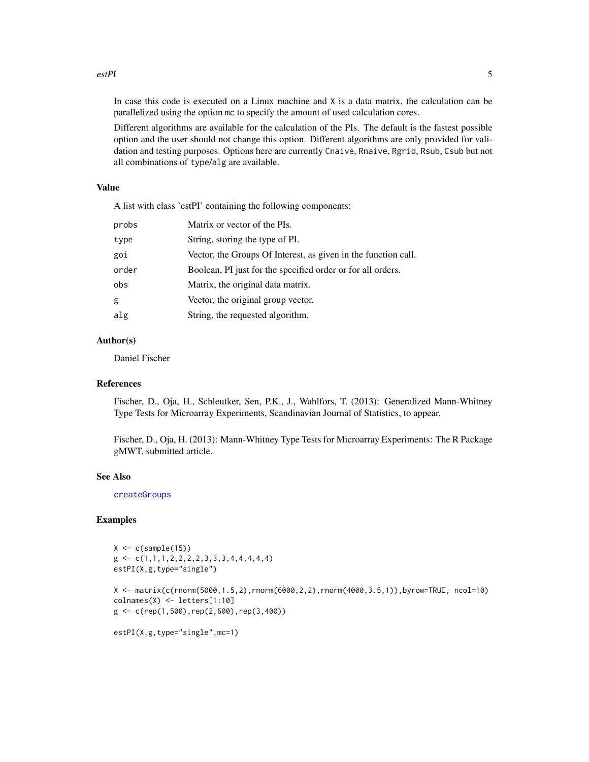In case this code is executed on a Linux machine and `X` is a data matrix, the calculation can be parallelized using the option `mc` to specify the amount of used calculation cores.

Different algorithms are available for the calculation of the PIs. The default is the fastest possible option and the user should not change this option. Different algorithms are only provided for validation and testing purposes. Options here are currently `Cnaive`, `Rnaive`, `Rgrid`, `Rsub`, `Csub` but not all combinations of `type`/`alg` are available.

## Value

A list with class 'estPI' containing the following components:

| | |
|---|---|
| `probs` | Matrix or vector of the PIs. |
| `type` | String, storing the type of PI. |
| `goi` | Vector, the Groups Of Interest, as given in the function call. |
| `order` | Boolean, PI just for the specified order or for all orders. |
| `obs` | Matrix, the original data matrix. |
| `g` | Vector, the original group vector. |
| `alg` | String, the requested algorithm. |

## Author(s)

Daniel Fischer

## References

Fischer, D., Oja, H., Schleutker, Sen, P.K., J., Wahlfors, T. (2013): Generalized Mann-Whitney Type Tests for Microarray Experiments, Scandinavian Journal of Statistics, to appear.

Fischer, D., Oja, H. (2013): Mann-Whitney Type Tests for Microarray Experiments: The R Package gMWT, submitted article.

## See Also

`createGroups`

## Examples

```
X <- c(sample(15))
g <- c(1,1,1,2,2,2,2,3,3,3,4,4,4,4,4)
estPI(X,g,type="single")

X <- matrix(c(rnorm(5000,1.5,2),rnorm(6000,2,2),rnorm(4000,3.5,1)),byrow=TRUE, ncol=10)
colnames(X) <- letters[1:10]
g <- c(rep(1,500),rep(2,600),rep(3,400))

estPI(X,g,type="single",mc=1)
```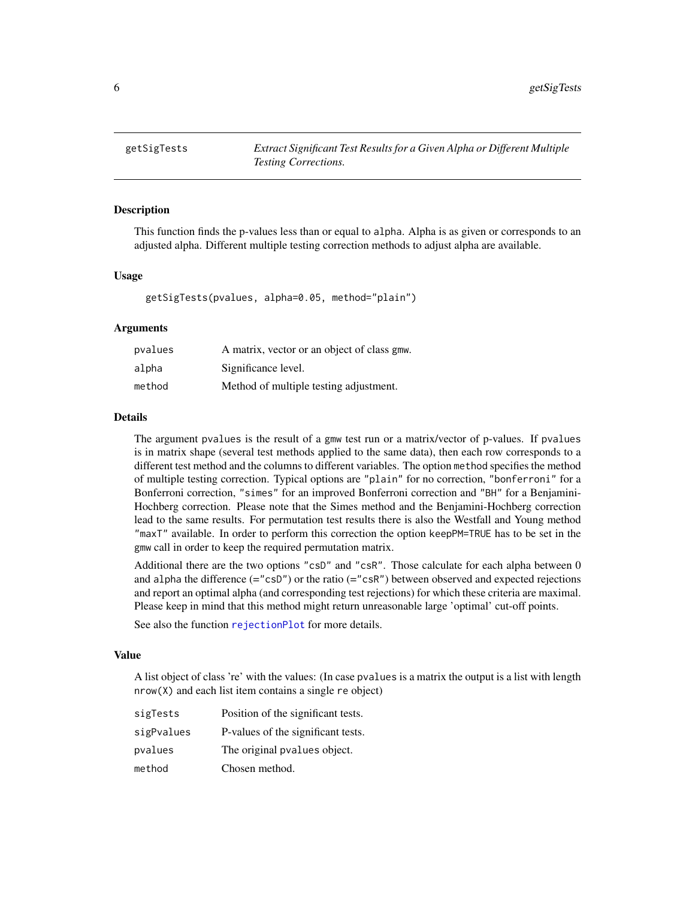## getSigTests — *Extract Significant Test Results for a Given Alpha or Different Multiple Testing Corrections.*

### Description

This function finds the p-values less than or equal to alpha. Alpha is as given or corresponds to an adjusted alpha. Different multiple testing correction methods to adjust alpha are available.

### Usage

```
getSigTests(pvalues, alpha=0.05, method="plain")
```

### Arguments

| | |
|---|---|
| pvalues | A matrix, vector or an object of class gmw. |
| alpha | Significance level. |
| method | Method of multiple testing adjustment. |

### Details

The argument pvalues is the result of a gmw test run or a matrix/vector of p-values. If pvalues is in matrix shape (several test methods applied to the same data), then each row corresponds to a different test method and the columns to different variables. The option method specifies the method of multiple testing correction. Typical options are "plain" for no correction, "bonferroni" for a Bonferroni correction, "simes" for an improved Bonferroni correction and "BH" for a Benjamini-Hochberg correction. Please note that the Simes method and the Benjamini-Hochberg correction lead to the same results. For permutation test results there is also the Westfall and Young method "maxT" available. In order to perform this correction the option keepPM=TRUE has to be set in the gmw call in order to keep the required permutation matrix.

Additional there are the two options "csD" and "csR". Those calculate for each alpha between 0 and alpha the difference (="csD") or the ratio (="csR") between observed and expected rejections and report an optimal alpha (and corresponding test rejections) for which these criteria are maximal. Please keep in mind that this method might return unreasonable large 'optimal' cut-off points.

See also the function rejectionPlot for more details.

### Value

A list object of class 're' with the values: (In case pvalues is a matrix the output is a list with length nrow(X) and each list item contains a single re object)

| | |
|---|---|
| sigTests | Position of the significant tests. |
| sigPvalues | P-values of the significant tests. |
| pvalues | The original pvalues object. |
| method | Chosen method. |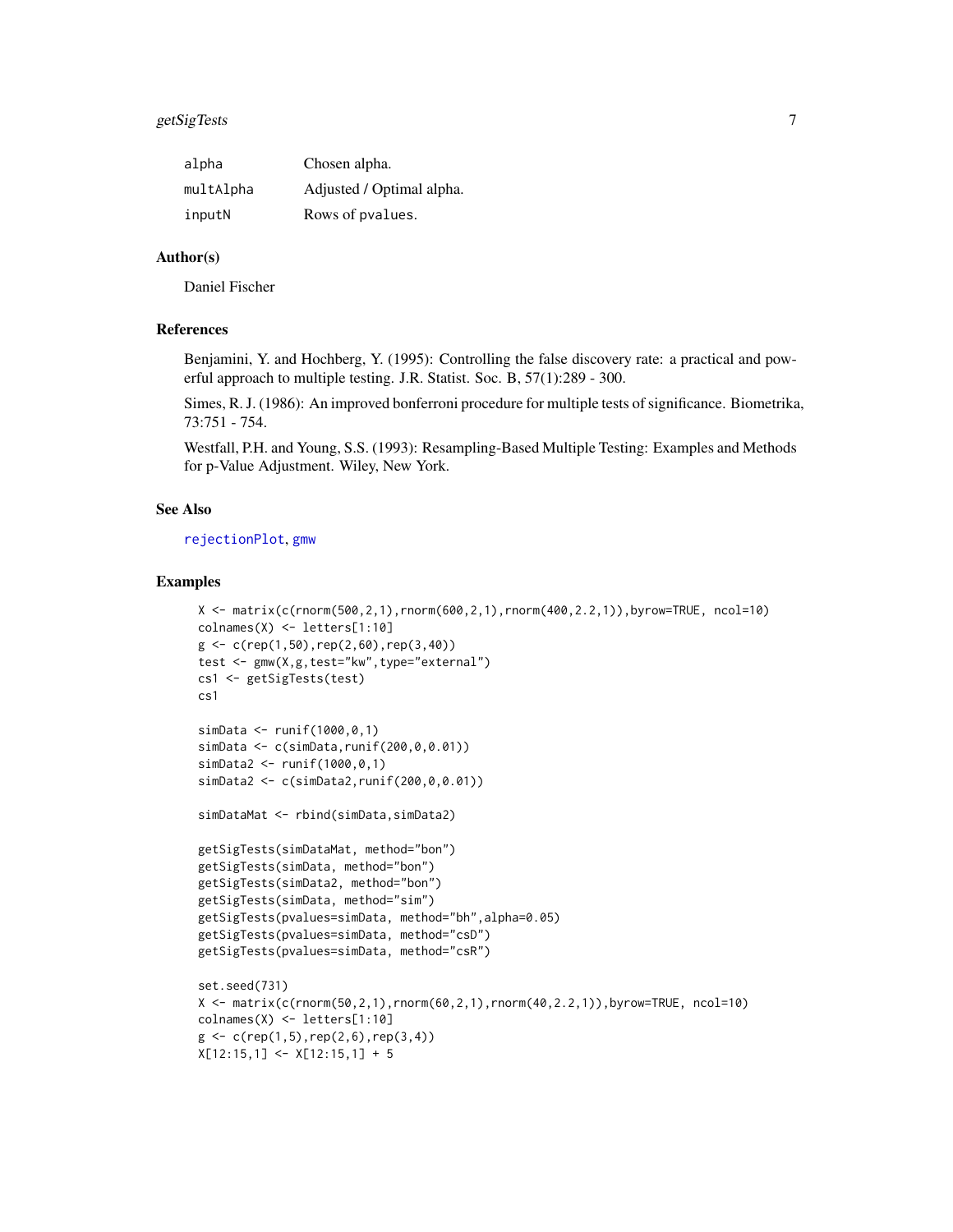| | |
|---|---|
| alpha | Chosen alpha. |
| multAlpha | Adjusted / Optimal alpha. |
| inputN | Rows of pvalues. |

## Author(s)

Daniel Fischer

## References

Benjamini, Y. and Hochberg, Y. (1995): Controlling the false discovery rate: a practical and powerful approach to multiple testing. J.R. Statist. Soc. B, 57(1):289 - 300.

Simes, R. J. (1986): An improved bonferroni procedure for multiple tests of significance. Biometrika, 73:751 - 754.

Westfall, P.H. and Young, S.S. (1993): Resampling-Based Multiple Testing: Examples and Methods for p-Value Adjustment. Wiley, New York.

## See Also

rejectionPlot, gmw

## Examples

```
X <- matrix(c(rnorm(500,2,1),rnorm(600,2,1),rnorm(400,2.2,1)),byrow=TRUE, ncol=10)
colnames(X) <- letters[1:10]
g <- c(rep(1,50),rep(2,60),rep(3,40))
test <- gmw(X,g,test="kw",type="external")
cs1 <- getSigTests(test)
cs1

simData <- runif(1000,0,1)
simData <- c(simData,runif(200,0,0.01))
simData2 <- runif(1000,0,1)
simData2 <- c(simData2,runif(200,0,0.01))

simDataMat <- rbind(simData,simData2)

getSigTests(simDataMat, method="bon")
getSigTests(simData, method="bon")
getSigTests(simData2, method="bon")
getSigTests(simData, method="sim")
getSigTests(pvalues=simData, method="bh",alpha=0.05)
getSigTests(pvalues=simData, method="csD")
getSigTests(pvalues=simData, method="csR")

set.seed(731)
X <- matrix(c(rnorm(50,2,1),rnorm(60,2,1),rnorm(40,2.2,1)),byrow=TRUE, ncol=10)
colnames(X) <- letters[1:10]
g <- c(rep(1,5),rep(2,6),rep(3,4))
X[12:15,1] <- X[12:15,1] + 5
```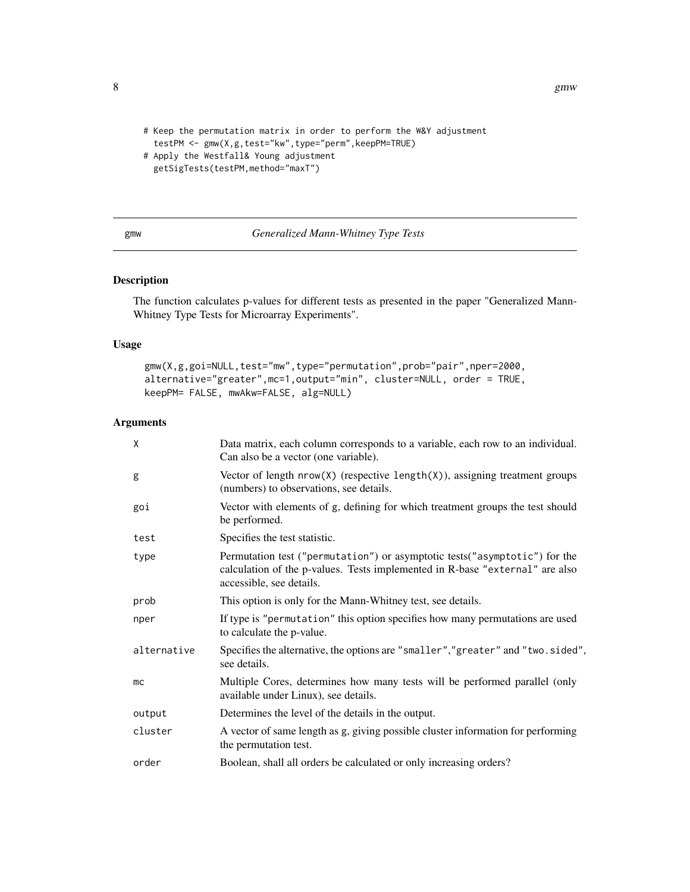```
# Keep the permutation matrix in order to perform the W&Y adjustment
  testPM <- gmw(X,g,test="kw",type="perm",keepPM=TRUE)
# Apply the Westfall& Young adjustment
  getSigTests(testPM,method="maxT")
```

## gmw — *Generalized Mann-Whitney Type Tests*

### Description

The function calculates p-values for different tests as presented in the paper "Generalized Mann-Whitney Type Tests for Microarray Experiments".

### Usage

```
gmw(X,g,goi=NULL,test="mw",type="permutation",prob="pair",nper=2000,
alternative="greater",mc=1,output="min", cluster=NULL, order = TRUE,
keepPM= FALSE, mwAkw=FALSE, alg=NULL)
```

### Arguments

| | |
|---|---|
| `X` | Data matrix, each column corresponds to a variable, each row to an individual. Can also be a vector (one variable). |
| `g` | Vector of length `nrow(X)` (respective `length(X)`), assigning treatment groups (numbers) to observations, see details. |
| `goi` | Vector with elements of g, defining for which treatment groups the test should be performed. |
| `test` | Specifies the test statistic. |
| `type` | Permutation test (`"permutation"`) or asymptotic tests(`"asymptotic"`) for the calculation of the p-values. Tests implemented in R-base `"external"` are also accessible, see details. |
| `prob` | This option is only for the Mann-Whitney test, see details. |
| `nper` | If type is `"permutation"` this option specifies how many permutations are used to calculate the p-value. |
| `alternative` | Specifies the alternative, the options are `"smaller"`,`"greater"` and `"two.sided"`, see details. |
| `mc` | Multiple Cores, determines how many tests will be performed parallel (only available under Linux), see details. |
| `output` | Determines the level of the details in the output. |
| `cluster` | A vector of same length as g, giving possible cluster information for performing the permutation test. |
| `order` | Boolean, shall all orders be calculated or only increasing orders? |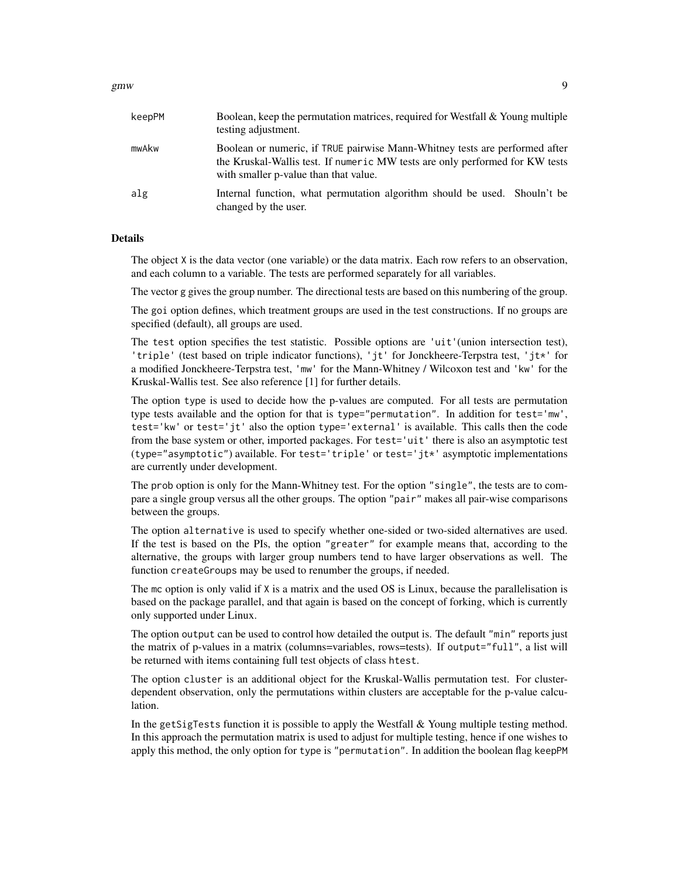| | |
|---|---|
| keepPM | Boolean, keep the permutation matrices, required for Westfall & Young multiple testing adjustment. |
| mwAkw | Boolean or numeric, if TRUE pairwise Mann-Whitney tests are performed after the Kruskal-Wallis test. If numeric MW tests are only performed for KW tests with smaller p-value than that value. |
| alg | Internal function, what permutation algorithm should be used. Shouln't be changed by the user. |

## Details

The object X is the data vector (one variable) or the data matrix. Each row refers to an observation, and each column to a variable. The tests are performed separately for all variables.

The vector g gives the group number. The directional tests are based on this numbering of the group.

The goi option defines, which treatment groups are used in the test constructions. If no groups are specified (default), all groups are used.

The test option specifies the test statistic. Possible options are 'uit'(union intersection test), 'triple' (test based on triple indicator functions), 'jt' for Jonckheere-Terpstra test, 'jt*' for a modified Jonckheere-Terpstra test, 'mw' for the Mann-Whitney / Wilcoxon test and 'kw' for the Kruskal-Wallis test. See also reference [1] for further details.

The option type is used to decide how the p-values are computed. For all tests are permutation type tests available and the option for that is type="permutation". In addition for test='mw', test='kw' or test='jt' also the option type='external' is available. This calls then the code from the base system or other, imported packages. For test='uit' there is also an asymptotic test (type="asymptotic") available. For test='triple' or test='jt*' asymptotic implementations are currently under development.

The prob option is only for the Mann-Whitney test. For the option "single", the tests are to compare a single group versus all the other groups. The option "pair" makes all pair-wise comparisons between the groups.

The option alternative is used to specify whether one-sided or two-sided alternatives are used. If the test is based on the PIs, the option "greater" for example means that, according to the alternative, the groups with larger group numbers tend to have larger observations as well. The function createGroups may be used to renumber the groups, if needed.

The mc option is only valid if X is a matrix and the used OS is Linux, because the parallelisation is based on the package parallel, and that again is based on the concept of forking, which is currently only supported under Linux.

The option output can be used to control how detailed the output is. The default "min" reports just the matrix of p-values in a matrix (columns=variables, rows=tests). If output="full", a list will be returned with items containing full test objects of class htest.

The option cluster is an additional object for the Kruskal-Wallis permutation test. For cluster-dependent observation, only the permutations within clusters are acceptable for the p-value calculation.

In the getSigTests function it is possible to apply the Westfall & Young multiple testing method. In this approach the permutation matrix is used to adjust for multiple testing, hence if one wishes to apply this method, the only option for type is "permutation". In addition the boolean flag keepPM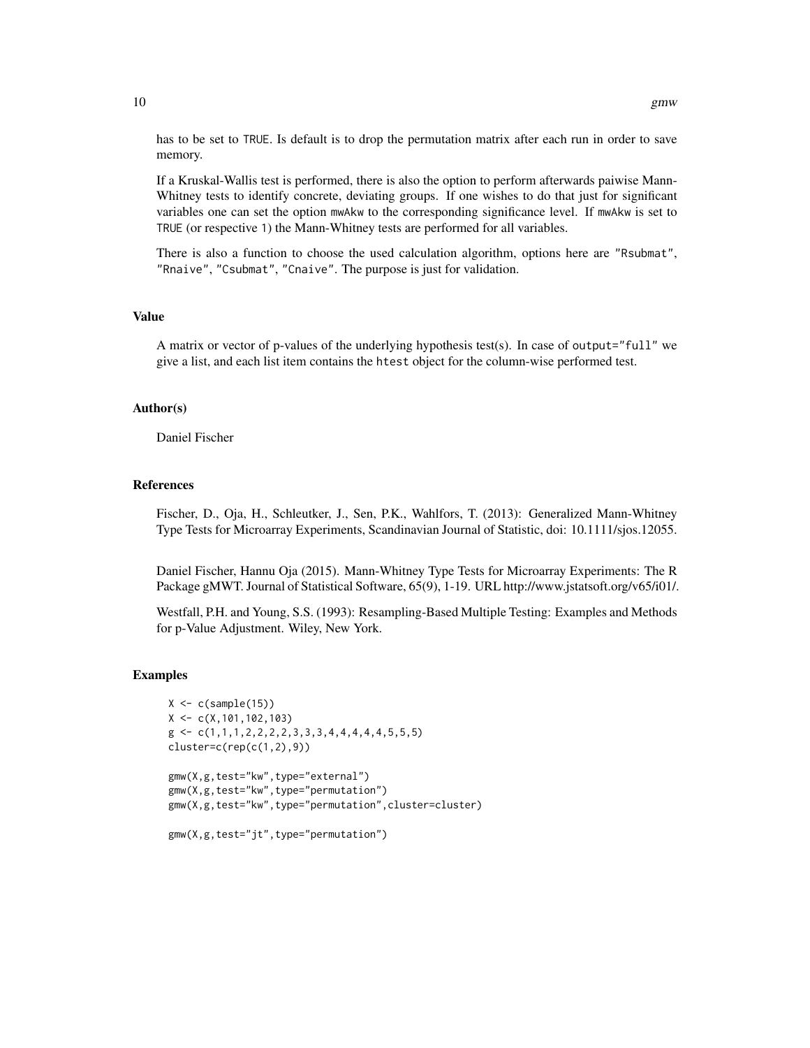has to be set to TRUE. Is default is to drop the permutation matrix after each run in order to save memory.

If a Kruskal-Wallis test is performed, there is also the option to perform afterwards paiwise Mann-Whitney tests to identify concrete, deviating groups. If one wishes to do that just for significant variables one can set the option mwAkw to the corresponding significance level. If mwAkw is set to TRUE (or respective 1) the Mann-Whitney tests are performed for all variables.

There is also a function to choose the used calculation algorithm, options here are "Rsubmat", "Rnaive", "Csubmat", "Cnaive". The purpose is just for validation.

## Value

A matrix or vector of p-values of the underlying hypothesis test(s). In case of output="full" we give a list, and each list item contains the htest object for the column-wise performed test.

## Author(s)

Daniel Fischer

## References

Fischer, D., Oja, H., Schleutker, J., Sen, P.K., Wahlfors, T. (2013): Generalized Mann-Whitney Type Tests for Microarray Experiments, Scandinavian Journal of Statistic, doi: 10.1111/sjos.12055.

Daniel Fischer, Hannu Oja (2015). Mann-Whitney Type Tests for Microarray Experiments: The R Package gMWT. Journal of Statistical Software, 65(9), 1-19. URL http://www.jstatsoft.org/v65/i01/.

Westfall, P.H. and Young, S.S. (1993): Resampling-Based Multiple Testing: Examples and Methods for p-Value Adjustment. Wiley, New York.

## Examples

```
X <- c(sample(15))
X <- c(X,101,102,103)
g <- c(1,1,1,2,2,2,2,3,3,3,4,4,4,4,4,5,5,5)
cluster=c(rep(c(1,2),9))

gmw(X,g,test="kw",type="external")
gmw(X,g,test="kw",type="permutation")
gmw(X,g,test="kw",type="permutation",cluster=cluster)

gmw(X,g,test="jt",type="permutation")
```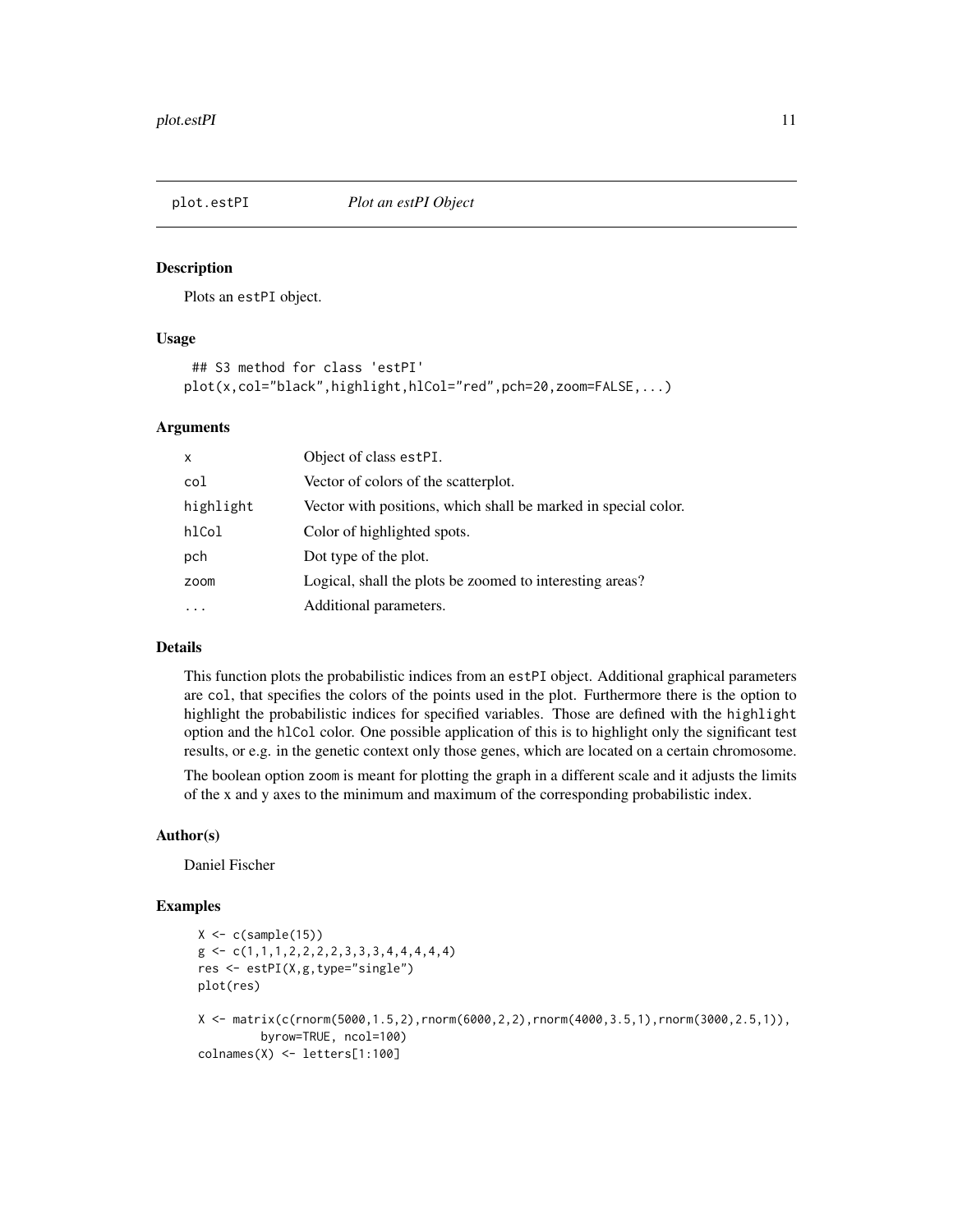plot.estPI *Plot an estPI Object*

## Description

Plots an `estPI` object.

## Usage

```
 ## S3 method for class 'estPI'
plot(x,col="black",highlight,hlCol="red",pch=20,zoom=FALSE,...)
```

## Arguments

| | |
|---|---|
| `x` | Object of class `estPI`. |
| `col` | Vector of colors of the scatterplot. |
| `highlight` | Vector with positions, which shall be marked in special color. |
| `hlCol` | Color of highlighted spots. |
| `pch` | Dot type of the plot. |
| `zoom` | Logical, shall the plots be zoomed to interesting areas? |
| `...` | Additional parameters. |

## Details

This function plots the probabilistic indices from an `estPI` object. Additional graphical parameters are `col`, that specifies the colors of the points used in the plot. Furthermore there is the option to highlight the probabilistic indices for specified variables. Those are defined with the `highlight` option and the `hlCol` color. One possible application of this is to highlight only the significant test results, or e.g. in the genetic context only those genes, which are located on a certain chromosome.

The boolean option `zoom` is meant for plotting the graph in a different scale and it adjusts the limits of the x and y axes to the minimum and maximum of the corresponding probabilistic index.

## Author(s)

Daniel Fischer

## Examples

```
X <- c(sample(15))
g <- c(1,1,1,2,2,2,2,3,3,3,4,4,4,4,4)
res <- estPI(X,g,type="single")
plot(res)

X <- matrix(c(rnorm(5000,1.5,2),rnorm(6000,2,2),rnorm(4000,3.5,1),rnorm(3000,2.5,1)),
         byrow=TRUE, ncol=100)
colnames(X) <- letters[1:100]
```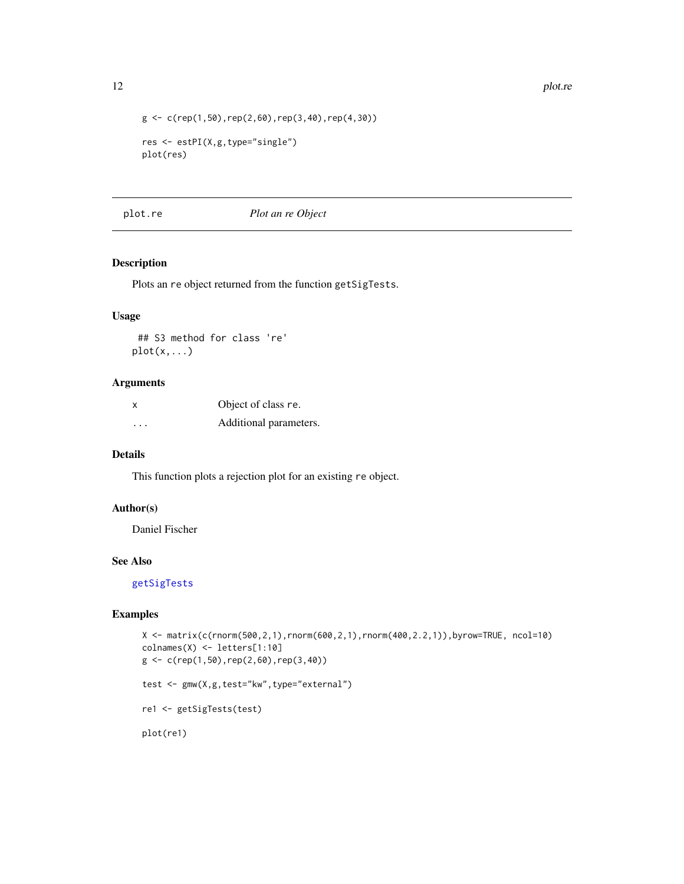```
g <- c(rep(1,50),rep(2,60),rep(3,40),rep(4,30))

res <- estPI(X,g,type="single")
plot(res)
```

---

## plot.re *Plot an re Object*

---

### Description

Plots an re object returned from the function getSigTests.

### Usage

```
 ## S3 method for class 're'
plot(x,...)
```

### Arguments

| | |
|---|---|
| x | Object of class re. |
| ... | Additional parameters. |

### Details

This function plots a rejection plot for an existing re object.

### Author(s)

Daniel Fischer

### See Also

getSigTests

### Examples

```
X <- matrix(c(rnorm(500,2,1),rnorm(600,2,1),rnorm(400,2.2,1)),byrow=TRUE, ncol=10)
colnames(X) <- letters[1:10]
g <- c(rep(1,50),rep(2,60),rep(3,40))

test <- gmw(X,g,test="kw",type="external")

re1 <- getSigTests(test)

plot(re1)
```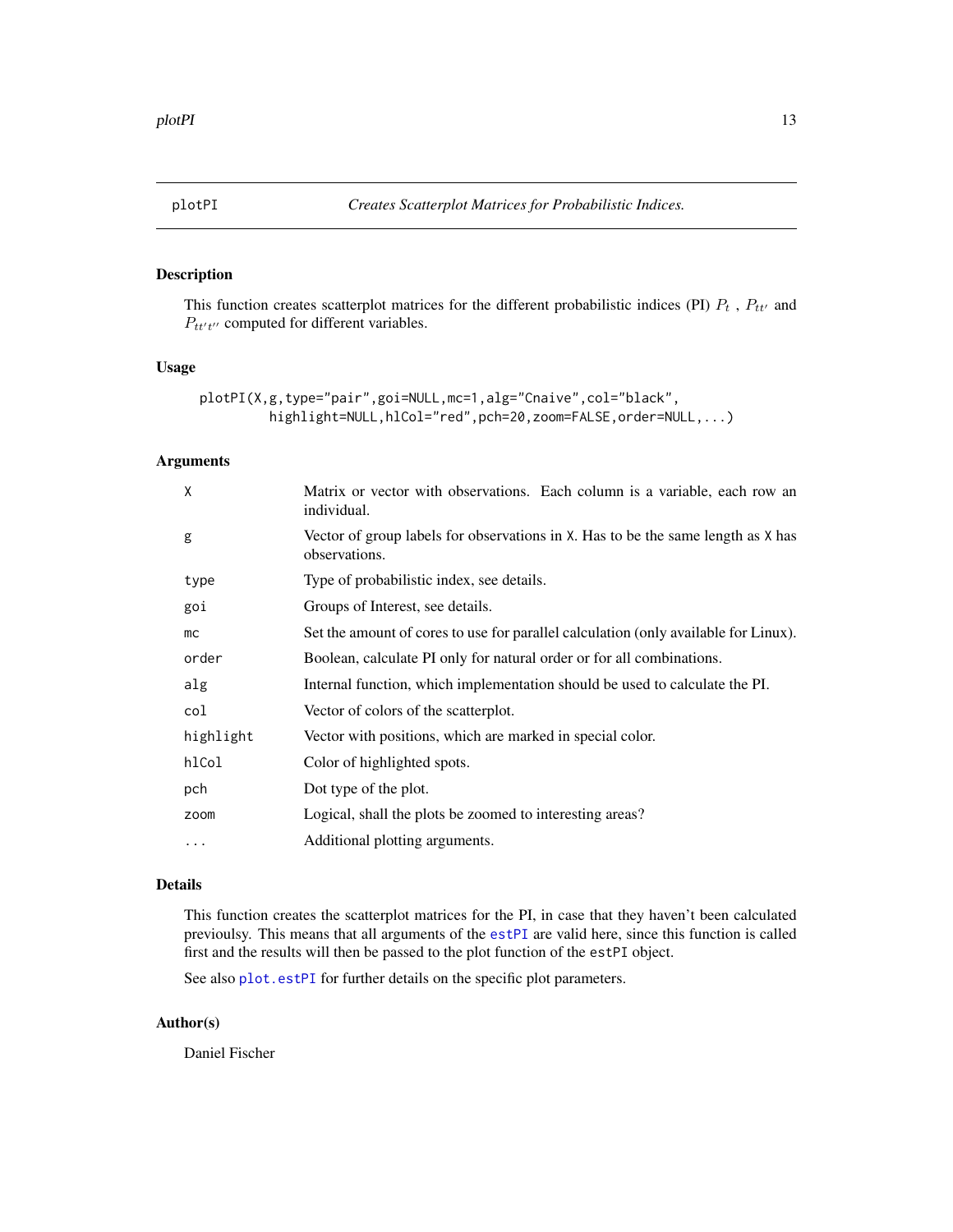## plotPI — *Creates Scatterplot Matrices for Probabilistic Indices.*

### Description

This function creates scatterplot matrices for the different probabilistic indices (PI) $P_t$ , $P_{tt'}$ and $P_{tt't''}$ computed for different variables.

### Usage

```
plotPI(X,g,type="pair",goi=NULL,mc=1,alg="Cnaive",col="black",
        highlight=NULL,hlCol="red",pch=20,zoom=FALSE,order=NULL,...)
```

### Arguments

| Argument | Description |
|---|---|
| `X` | Matrix or vector with observations. Each column is a variable, each row an individual. |
| `g` | Vector of group labels for observations in `X`. Has to be the same length as `X` has observations. |
| `type` | Type of probabilistic index, see details. |
| `goi` | Groups of Interest, see details. |
| `mc` | Set the amount of cores to use for parallel calculation (only available for Linux). |
| `order` | Boolean, calculate PI only for natural order or for all combinations. |
| `alg` | Internal function, which implementation should be used to calculate the PI. |
| `col` | Vector of colors of the scatterplot. |
| `highlight` | Vector with positions, which are marked in special color. |
| `hlCol` | Color of highlighted spots. |
| `pch` | Dot type of the plot. |
| `zoom` | Logical, shall the plots be zoomed to interesting areas? |
| `...` | Additional plotting arguments. |

### Details

This function creates the scatterplot matrices for the PI, in case that they haven't been calculated previoulsy. This means that all arguments of the `estPI` are valid here, since this function is called first and the results will then be passed to the plot function of the `estPI` object.

See also `plot.estPI` for further details on the specific plot parameters.

### Author(s)

Daniel Fischer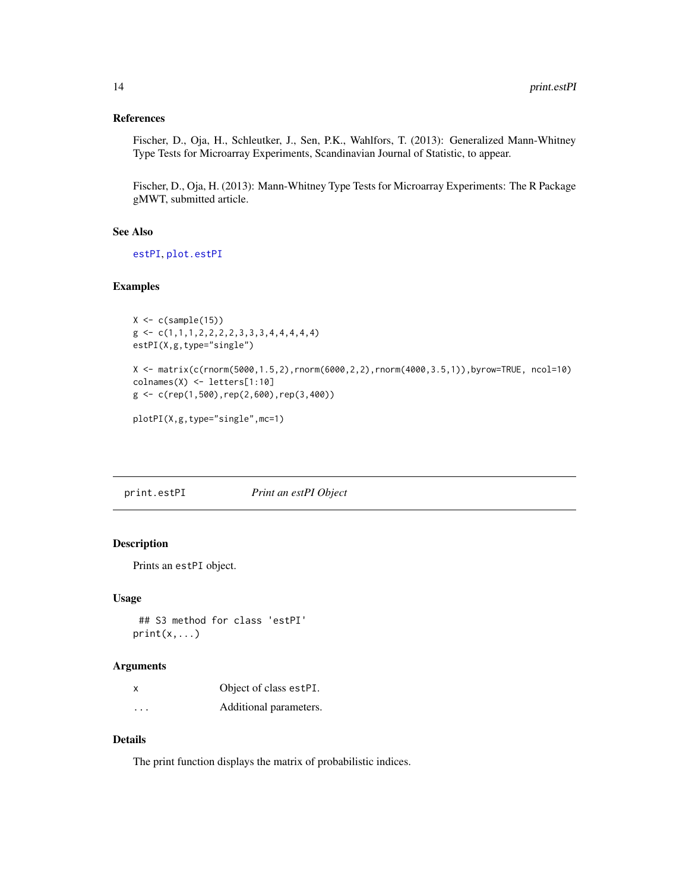### References

Fischer, D., Oja, H., Schleutker, J., Sen, P.K., Wahlfors, T. (2013): Generalized Mann-Whitney Type Tests for Microarray Experiments, Scandinavian Journal of Statistic, to appear.

Fischer, D., Oja, H. (2013): Mann-Whitney Type Tests for Microarray Experiments: The R Package gMWT, submitted article.

### See Also

estPI, plot.estPI

### Examples

```
X <- c(sample(15))
g <- c(1,1,1,2,2,2,2,3,3,3,4,4,4,4,4)
estPI(X,g,type="single")

X <- matrix(c(rnorm(5000,1.5,2),rnorm(6000,2,2),rnorm(4000,3.5,1)),byrow=TRUE, ncol=10)
colnames(X) <- letters[1:10]
g <- c(rep(1,500),rep(2,600),rep(3,400))

plotPI(X,g,type="single",mc=1)
```

---

## print.estPI &nbsp;&nbsp;&nbsp;&nbsp; *Print an estPI Object*

---

### Description

Prints an estPI object.

### Usage

```
 ## S3 method for class 'estPI'
print(x,...)
```

### Arguments

| | |
|---|---|
| x | Object of class estPI. |
| ... | Additional parameters. |

### Details

The print function displays the matrix of probabilistic indices.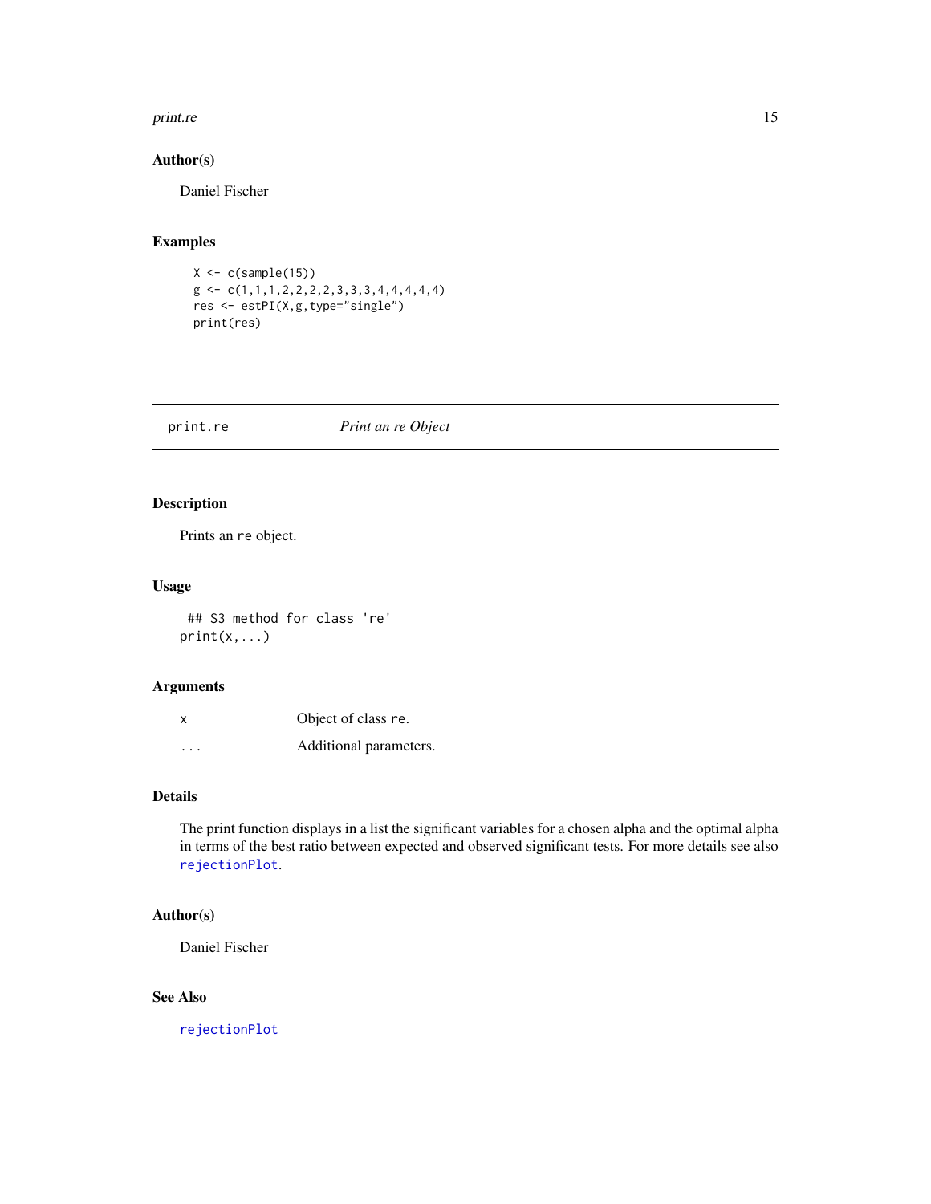### Author(s)

Daniel Fischer

### Examples

```
X <- c(sample(15))
g <- c(1,1,1,2,2,2,2,3,3,3,4,4,4,4,4)
res <- estPI(X,g,type="single")
print(res)
```

---

## print.re *Print an re Object*

---

### Description

Prints an `re` object.

### Usage

```
## S3 method for class 're'
print(x,...)
```

### Arguments

| | |
|---|---|
| `x` | Object of class `re`. |
| `...` | Additional parameters. |

### Details

The print function displays in a list the significant variables for a chosen alpha and the optimal alpha in terms of the best ratio between expected and observed significant tests. For more details see also `rejectionPlot`.

### Author(s)

Daniel Fischer

### See Also

`rejectionPlot`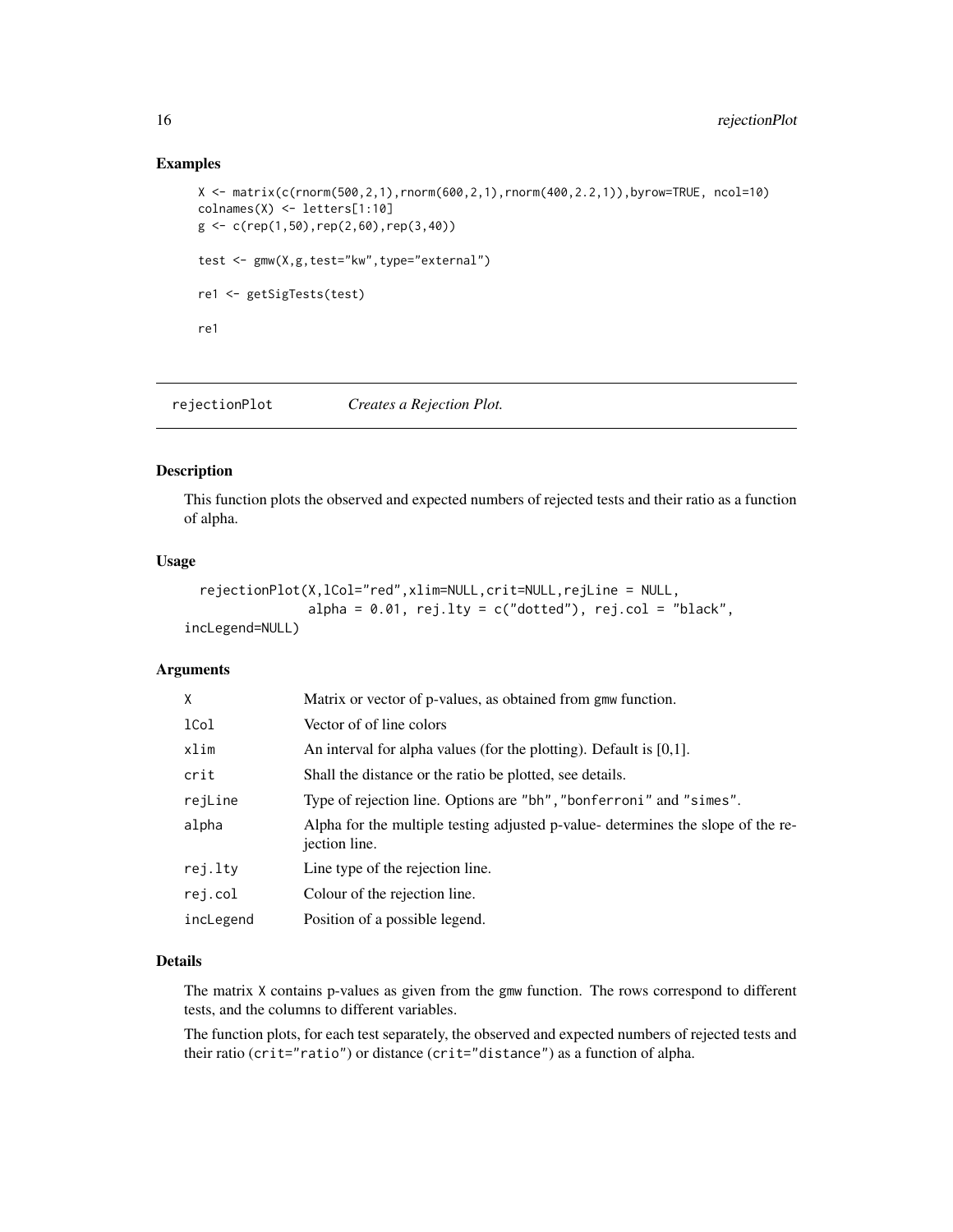### Examples

```
X <- matrix(c(rnorm(500,2,1),rnorm(600,2,1),rnorm(400,2.2,1)),byrow=TRUE, ncol=10)
colnames(X) <- letters[1:10]
g <- c(rep(1,50),rep(2,60),rep(3,40))

test <- gmw(X,g,test="kw",type="external")

re1 <- getSigTests(test)

re1
```

---

## rejectionPlot — *Creates a Rejection Plot.*

### Description

This function plots the observed and expected numbers of rejected tests and their ratio as a function of alpha.

### Usage

```
  rejectionPlot(X,lCol="red",xlim=NULL,crit=NULL,rejLine = NULL,
                alpha = 0.01, rej.lty = c("dotted"), rej.col = "black",
incLegend=NULL)
```

### Arguments

| | |
|---|---|
| X | Matrix or vector of p-values, as obtained from gmw function. |
| lCol | Vector of of line colors |
| xlim | An interval for alpha values (for the plotting). Default is [0,1]. |
| crit | Shall the distance or the ratio be plotted, see details. |
| rejLine | Type of rejection line. Options are "bh","bonferroni" and "simes". |
| alpha | Alpha for the multiple testing adjusted p-value- determines the slope of the rejection line. |
| rej.lty | Line type of the rejection line. |
| rej.col | Colour of the rejection line. |
| incLegend | Position of a possible legend. |

### Details

The matrix X contains p-values as given from the gmw function. The rows correspond to different tests, and the columns to different variables.

The function plots, for each test separately, the observed and expected numbers of rejected tests and their ratio (crit="ratio") or distance (crit="distance") as a function of alpha.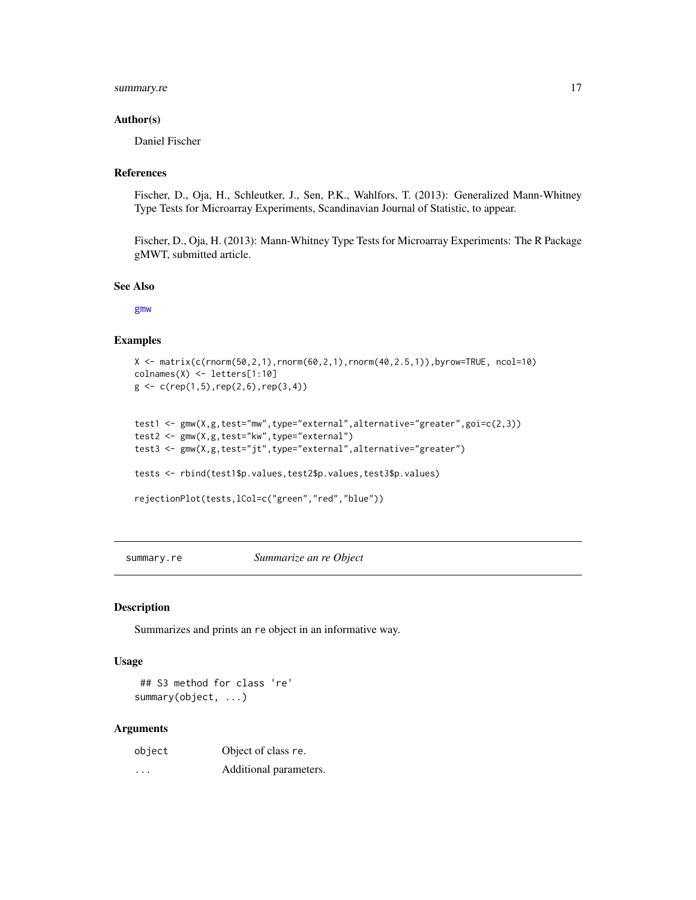### Author(s)

Daniel Fischer

### References

Fischer, D., Oja, H., Schleutker, J., Sen, P.K., Wahlfors, T. (2013): Generalized Mann-Whitney Type Tests for Microarray Experiments, Scandinavian Journal of Statistic, to appear.

Fischer, D., Oja, H. (2013): Mann-Whitney Type Tests for Microarray Experiments: The R Package gMWT, submitted article.

### See Also

gmw

### Examples

```
X <- matrix(c(rnorm(50,2,1),rnorm(60,2,1),rnorm(40,2.5,1)),byrow=TRUE, ncol=10)
colnames(X) <- letters[1:10]
g <- c(rep(1,5),rep(2,6),rep(3,4))


test1 <- gmw(X,g,test="mw",type="external",alternative="greater",goi=c(2,3))
test2 <- gmw(X,g,test="kw",type="external")
test3 <- gmw(X,g,test="jt",type="external",alternative="greater")

tests <- rbind(test1$p.values,test2$p.values,test3$p.values)

rejectionPlot(tests,lCol=c("green","red","blue"))
```

---

## summary.re — *Summarize an re Object*

### Description

Summarizes and prints an `re` object in an informative way.

### Usage

```
## S3 method for class 're'
summary(object, ...)
```

### Arguments

| | |
|---|---|
| `object` | Object of class `re`. |
| `...` | Additional parameters. |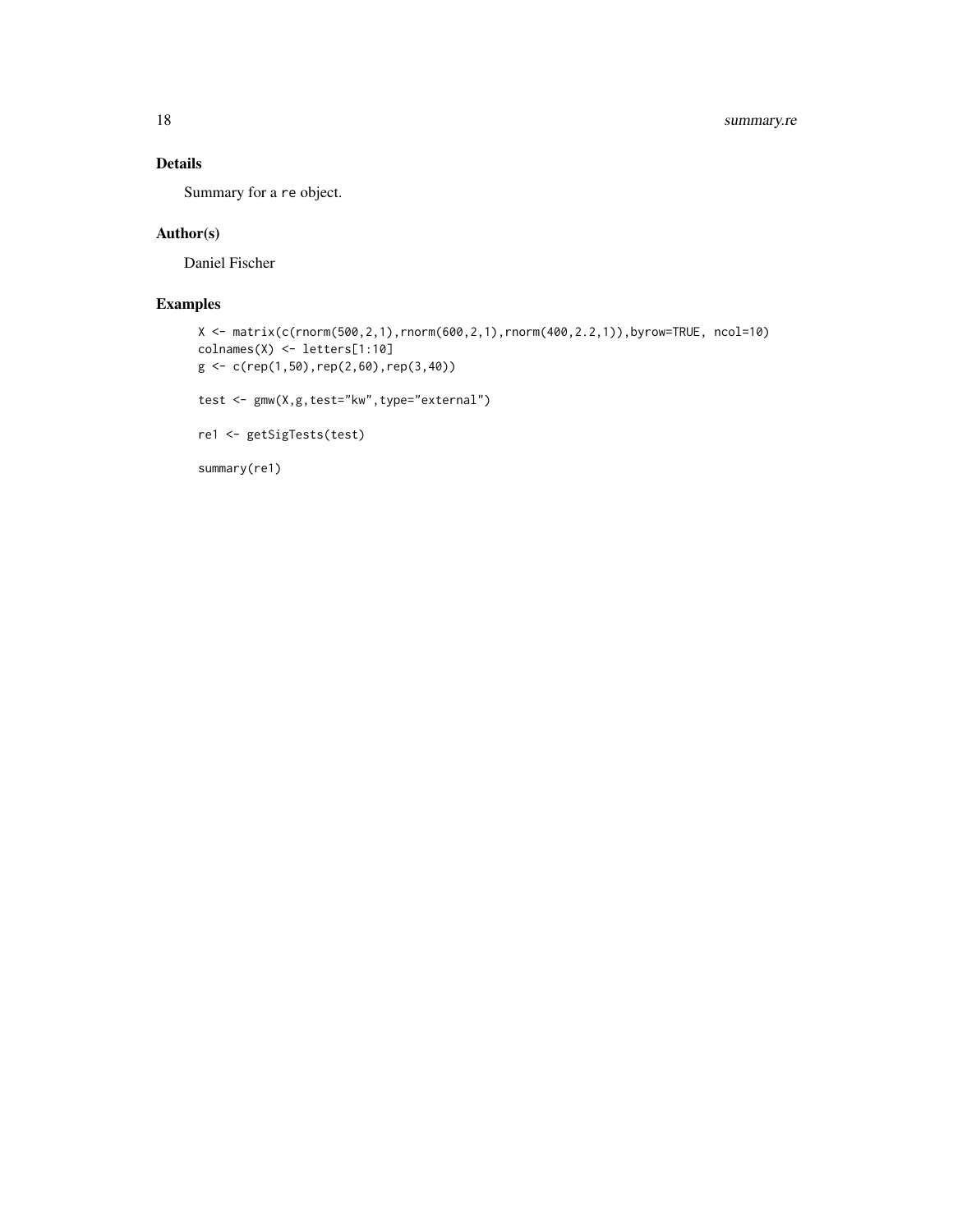## Details

Summary for a `re` object.

## Author(s)

Daniel Fischer

## Examples

```
X <- matrix(c(rnorm(500,2,1),rnorm(600,2,1),rnorm(400,2.2,1)),byrow=TRUE, ncol=10)
colnames(X) <- letters[1:10]
g <- c(rep(1,50),rep(2,60),rep(3,40))

test <- gmw(X,g,test="kw",type="external")

re1 <- getSigTests(test)

summary(re1)
```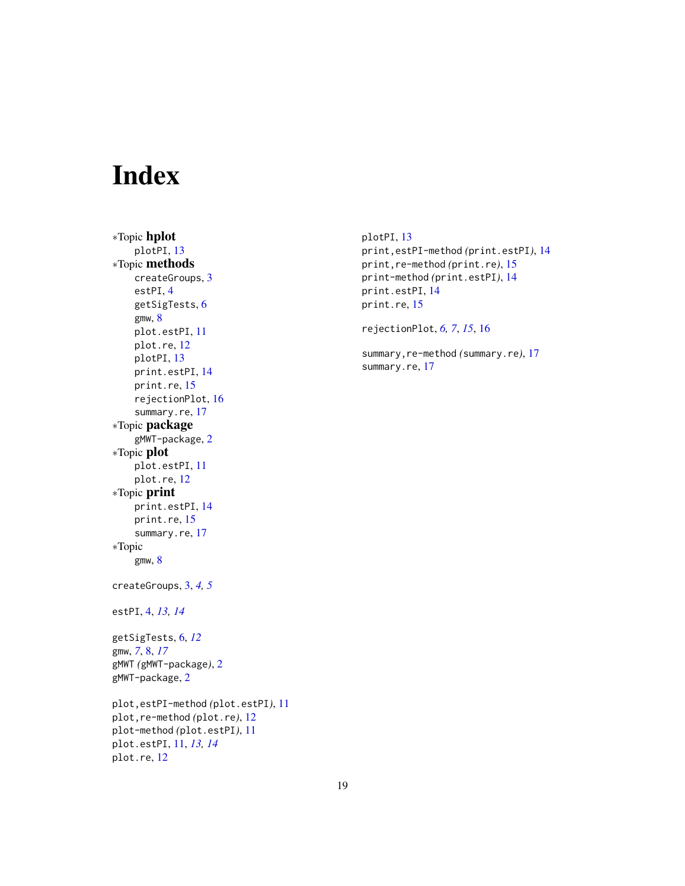# Index

*Topic **hplot**
  plotPI, 13

*Topic **methods**
  createGroups, 3
  estPI, 4
  getSigTests, 6
  gmw, 8
  plot.estPI, 11
  plot.re, 12
  plotPI, 13
  print.estPI, 14
  print.re, 15
  rejectionPlot, 16
  summary.re, 17

*Topic **package**
  gMWT-package, 2

*Topic **plot**
  plot.estPI, 11
  plot.re, 12

*Topic **print**
  print.estPI, 14
  print.re, 15
  summary.re, 17

*Topic
  gmw, 8

createGroups, 3, *4, 5*

estPI, 4, *13, 14*

getSigTests, 6, *12*
gmw, *7*, 8, *17*
gMWT *(*gMWT-package*)*, 2
gMWT-package, 2

plot,estPI-method *(*plot.estPI*)*, 11
plot,re-method *(*plot.re*)*, 12
plot-method *(*plot.estPI*)*, 11
plot.estPI, 11, *13, 14*
plot.re, 12
plotPI, 13
print,estPI-method *(*print.estPI*)*, 14
print,re-method *(*print.re*)*, 15
print-method *(*print.estPI*)*, 14
print.estPI, 14
print.re, 15

rejectionPlot, *6, 7*, *15*, 16

summary,re-method *(*summary.re*)*, 17
summary.re, 17